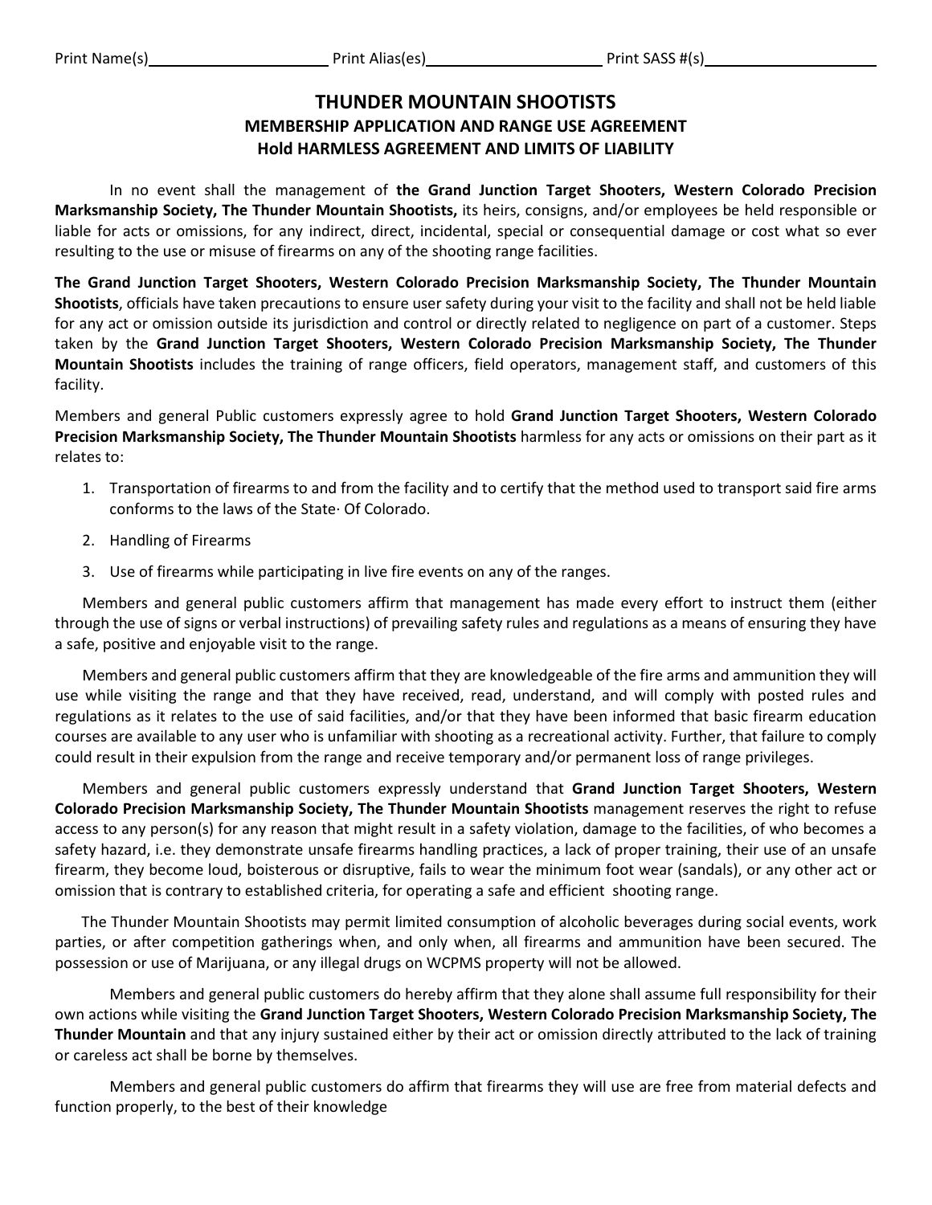Print Name(s)____________________ Print Alias(es)____________________ Print SASS #(s)____________________

# THUNDER MOUNTAIN SHOOTISTS

## MEMBERSHIP APPLICATION AND RANGE USE AGREEMENT

## Hold HARMLESS AGREEMENT AND LIMITS OF LIABILITY

In no event shall the management of **the Grand Junction Target Shooters, Western Colorado Precision Marksmanship Society, The Thunder Mountain Shootists,** its heirs, consigns, and/or employees be held responsible or liable for acts or omissions, for any indirect, direct, incidental, special or consequential damage or cost what so ever resulting to the use or misuse of firearms on any of the shooting range facilities.

**The Grand Junction Target Shooters, Western Colorado Precision Marksmanship Society, The Thunder Mountain Shootists**, officials have taken precautions to ensure user safety during your visit to the facility and shall not be held liable for any act or omission outside its jurisdiction and control or directly related to negligence on part of a customer. Steps taken by the **Grand Junction Target Shooters, Western Colorado Precision Marksmanship Society, The Thunder Mountain Shootists** includes the training of range officers, field operators, management staff, and customers of this facility.

Members and general Public customers expressly agree to hold **Grand Junction Target Shooters, Western Colorado Precision Marksmanship Society, The Thunder Mountain Shootists** harmless for any acts or omissions on their part as it relates to:

1. Transportation of firearms to and from the facility and to certify that the method used to transport said fire arms conforms to the laws of the State· Of Colorado.
2. Handling of Firearms
3. Use of firearms while participating in live fire events on any of the ranges.

Members and general public customers affirm that management has made every effort to instruct them (either through the use of signs or verbal instructions) of prevailing safety rules and regulations as a means of ensuring they have a safe, positive and enjoyable visit to the range.

Members and general public customers affirm that they are knowledgeable of the fire arms and ammunition they will use while visiting the range and that they have received, read, understand, and will comply with posted rules and regulations as it relates to the use of said facilities, and/or that they have been informed that basic firearm education courses are available to any user who is unfamiliar with shooting as a recreational activity. Further, that failure to comply could result in their expulsion from the range and receive temporary and/or permanent loss of range privileges.

Members and general public customers expressly understand that **Grand Junction Target Shooters, Western Colorado Precision Marksmanship Society, The Thunder Mountain Shootists** management reserves the right to refuse access to any person(s) for any reason that might result in a safety violation, damage to the facilities, of who becomes a safety hazard, i.e. they demonstrate unsafe firearms handling practices, a lack of proper training, their use of an unsafe firearm, they become loud, boisterous or disruptive, fails to wear the minimum foot wear (sandals), or any other act or omission that is contrary to established criteria, for operating a safe and efficient shooting range.

The Thunder Mountain Shootists may permit limited consumption of alcoholic beverages during social events, work parties, or after competition gatherings when, and only when, all firearms and ammunition have been secured. The possession or use of Marijuana, or any illegal drugs on WCPMS property will not be allowed.

Members and general public customers do hereby affirm that they alone shall assume full responsibility for their own actions while visiting the **Grand Junction Target Shooters, Western Colorado Precision Marksmanship Society, The Thunder Mountain** and that any injury sustained either by their act or omission directly attributed to the lack of training or careless act shall be borne by themselves.

Members and general public customers do affirm that firearms they will use are free from material defects and function properly, to the best of their knowledge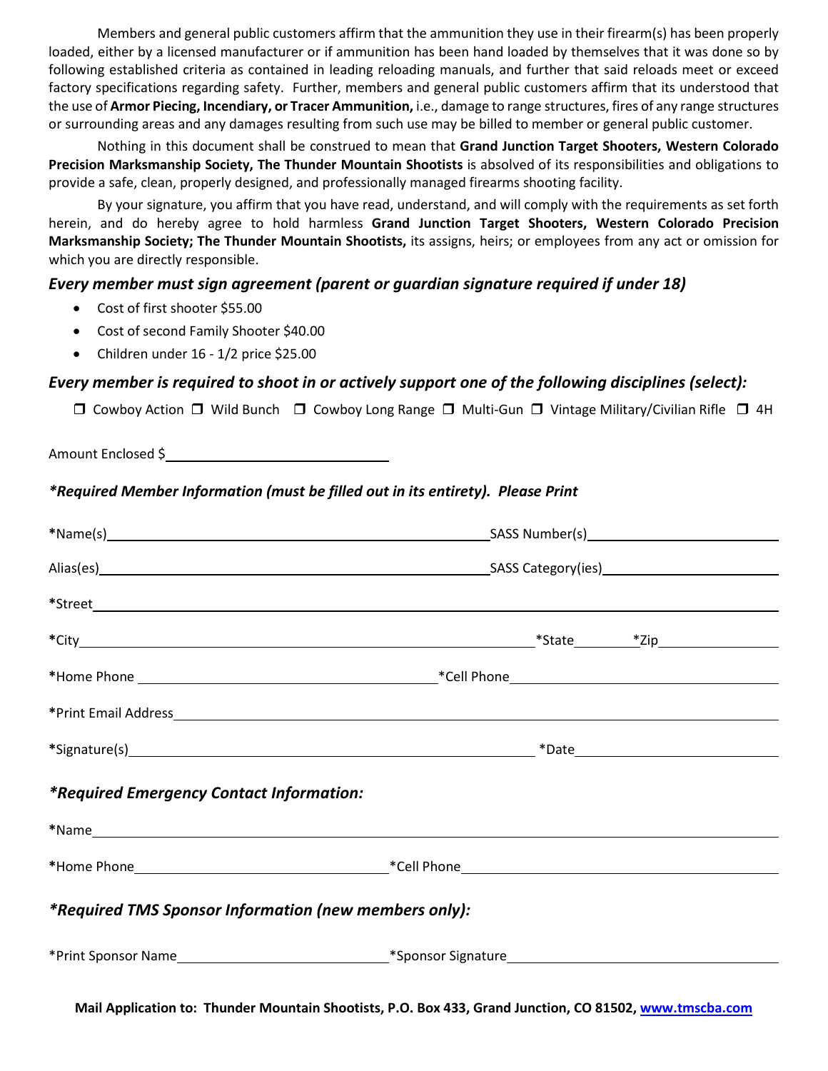Members and general public customers affirm that the ammunition they use in their firearm(s) has been properly loaded, either by a licensed manufacturer or if ammunition has been hand loaded by themselves that it was done so by following established criteria as contained in leading reloading manuals, and further that said reloads meet or exceed factory specifications regarding safety. Further, members and general public customers affirm that its understood that the use of **Armor Piecing, Incendiary, or Tracer Ammunition,** i.e., damage to range structures, fires of any range structures or surrounding areas and any damages resulting from such use may be billed to member or general public customer.

Nothing in this document shall be construed to mean that **Grand Junction Target Shooters, Western Colorado Precision Marksmanship Society, The Thunder Mountain Shootists** is absolved of its responsibilities and obligations to provide a safe, clean, properly designed, and professionally managed firearms shooting facility.

By your signature, you affirm that you have read, understand, and will comply with the requirements as set forth herein, and do hereby agree to hold harmless **Grand Junction Target Shooters, Western Colorado Precision Marksmanship Society; The Thunder Mountain Shootists,** its assigns, heirs; or employees from any act or omission for which you are directly responsible.

### *Every member must sign agreement (parent or guardian signature required if under 18)*

- Cost of first shooter $55.00
- Cost of second Family Shooter $40.00
- Children under 16 - 1/2 price $25.00

### *Every member is required to shoot in or actively support one of the following disciplines (select):*

☐ Cowboy Action ☐ Wild Bunch ☐ Cowboy Long Range ☐ Multi-Gun ☐ Vintage Military/Civilian Rifle ☐ 4H

Amount Enclosed $\_\_\_\_\_\_\_\_\_\_\_\_\_\_\_\_\_\_\_\_

### *\*Required Member Information (must be filled out in its entirety). Please Print*

\*Name(s)\_\_\_\_\_\_\_\_\_\_\_\_\_\_\_\_\_\_\_\_ SASS Number(s)\_\_\_\_\_\_\_\_\_\_\_\_\_\_\_\_\_\_\_\_

Alias(es)\_\_\_\_\_\_\_\_\_\_\_\_\_\_\_\_\_\_\_\_ SASS Category(ies)\_\_\_\_\_\_\_\_\_\_\_\_\_\_\_\_\_\_\_\_

\*Street\_\_\_\_\_\_\_\_\_\_\_\_\_\_\_\_\_\_\_\_\_\_\_\_\_\_\_\_\_\_\_\_\_\_\_\_\_\_\_\_

\*City\_\_\_\_\_\_\_\_\_\_\_\_\_\_\_\_\_\_\_\_ \*State\_\_\_\_\_\_\_\_ \*Zip\_\_\_\_\_\_\_\_\_\_\_\_

\*Home Phone \_\_\_\_\_\_\_\_\_\_\_\_\_\_\_\_\_\_\_\_ \*Cell Phone\_\_\_\_\_\_\_\_\_\_\_\_\_\_\_\_\_\_\_\_

\*Print Email Address\_\_\_\_\_\_\_\_\_\_\_\_\_\_\_\_\_\_\_\_\_\_\_\_\_\_\_\_\_\_\_\_\_\_\_\_\_\_\_\_

\*Signature(s)\_\_\_\_\_\_\_\_\_\_\_\_\_\_\_\_\_\_\_\_ \*Date\_\_\_\_\_\_\_\_\_\_\_\_\_\_\_\_\_\_\_\_

### *\*Required Emergency Contact Information:*

\*Name\_\_\_\_\_\_\_\_\_\_\_\_\_\_\_\_\_\_\_\_\_\_\_\_\_\_\_\_\_\_\_\_\_\_\_\_\_\_\_\_

\*Home Phone\_\_\_\_\_\_\_\_\_\_\_\_\_\_\_\_\_\_\_\_ \*Cell Phone\_\_\_\_\_\_\_\_\_\_\_\_\_\_\_\_\_\_\_\_

### *\*Required TMS Sponsor Information (new members only):*

\*Print Sponsor Name\_\_\_\_\_\_\_\_\_\_\_\_\_\_\_\_\_\_\_\_ \*Sponsor Signature\_\_\_\_\_\_\_\_\_\_\_\_\_\_\_\_\_\_\_\_

**Mail Application to: Thunder Mountain Shootists, P.O. Box 433, Grand Junction, CO 81502, [www.tmscba.com](http://www.tmscba.com)**